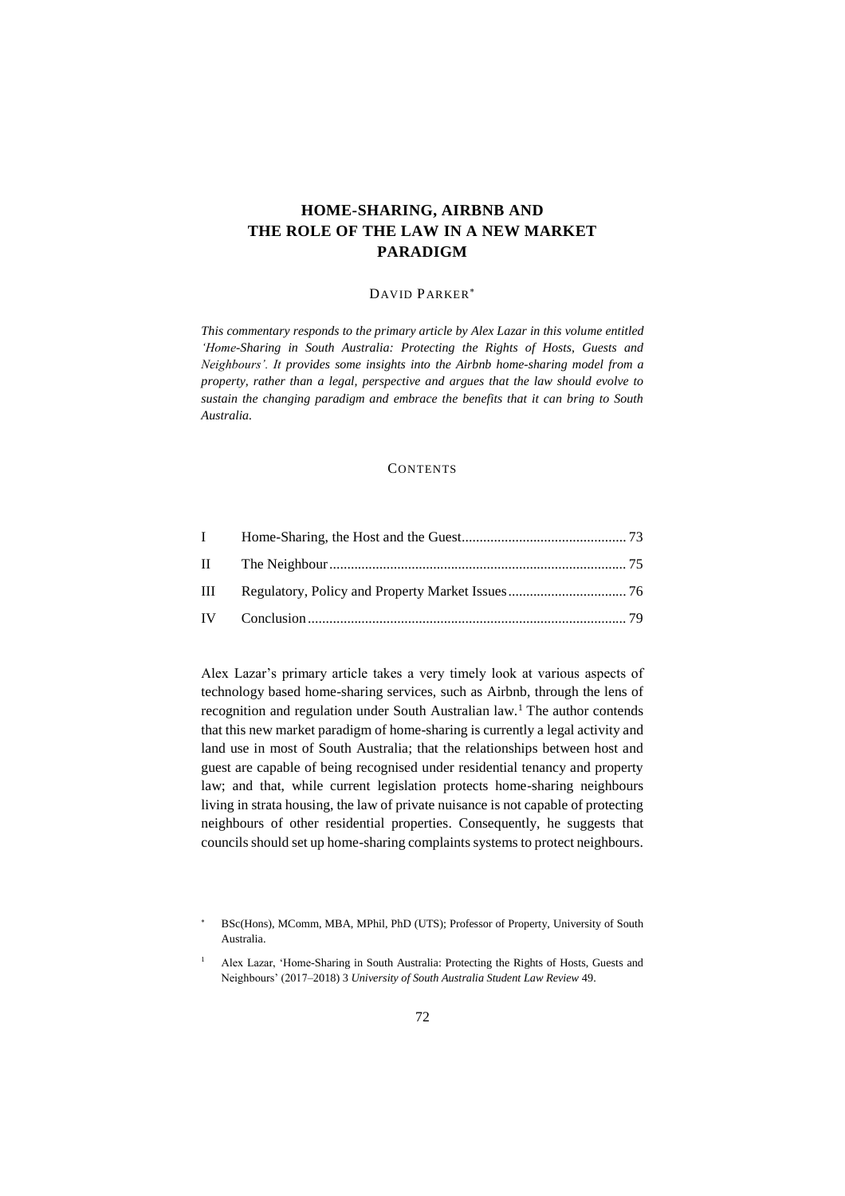# HOME-SHARING, AIRBNB AND THE ROLE OF THE LAW IN A NEW MARKET PARADIGM

DAVID PARKER[*]

*This commentary responds to the primary article by Alex Lazar in this volume entitled 'Home-Sharing in South Australia: Protecting the Rights of Hosts, Guests and Neighbours'. It provides some insights into the Airbnb home-sharing model from a property, rather than a legal, perspective and argues that the law should evolve to sustain the changing paradigm and embrace the benefits that it can bring to South Australia.*

CONTENTS

| | | |
|---|---|---|
| I | Home-Sharing, the Host and the Guest | 73 |
| II | The Neighbour | 75 |
| III | Regulatory, Policy and Property Market Issues | 76 |
| IV | Conclusion | 79 |

Alex Lazar's primary article takes a very timely look at various aspects of technology based home-sharing services, such as Airbnb, through the lens of recognition and regulation under South Australian law.[1] The author contends that this new market paradigm of home-sharing is currently a legal activity and land use in most of South Australia; that the relationships between host and guest are capable of being recognised under residential tenancy and property law; and that, while current legislation protects home-sharing neighbours living in strata housing, the law of private nuisance is not capable of protecting neighbours of other residential properties. Consequently, he suggests that councils should set up home-sharing complaints systems to protect neighbours.

[*] BSc(Hons), MComm, MBA, MPhil, PhD (UTS); Professor of Property, University of South Australia.

[1] Alex Lazar, 'Home-Sharing in South Australia: Protecting the Rights of Hosts, Guests and Neighbours' (2017–2018) 3 *University of South Australia Student Law Review* 49.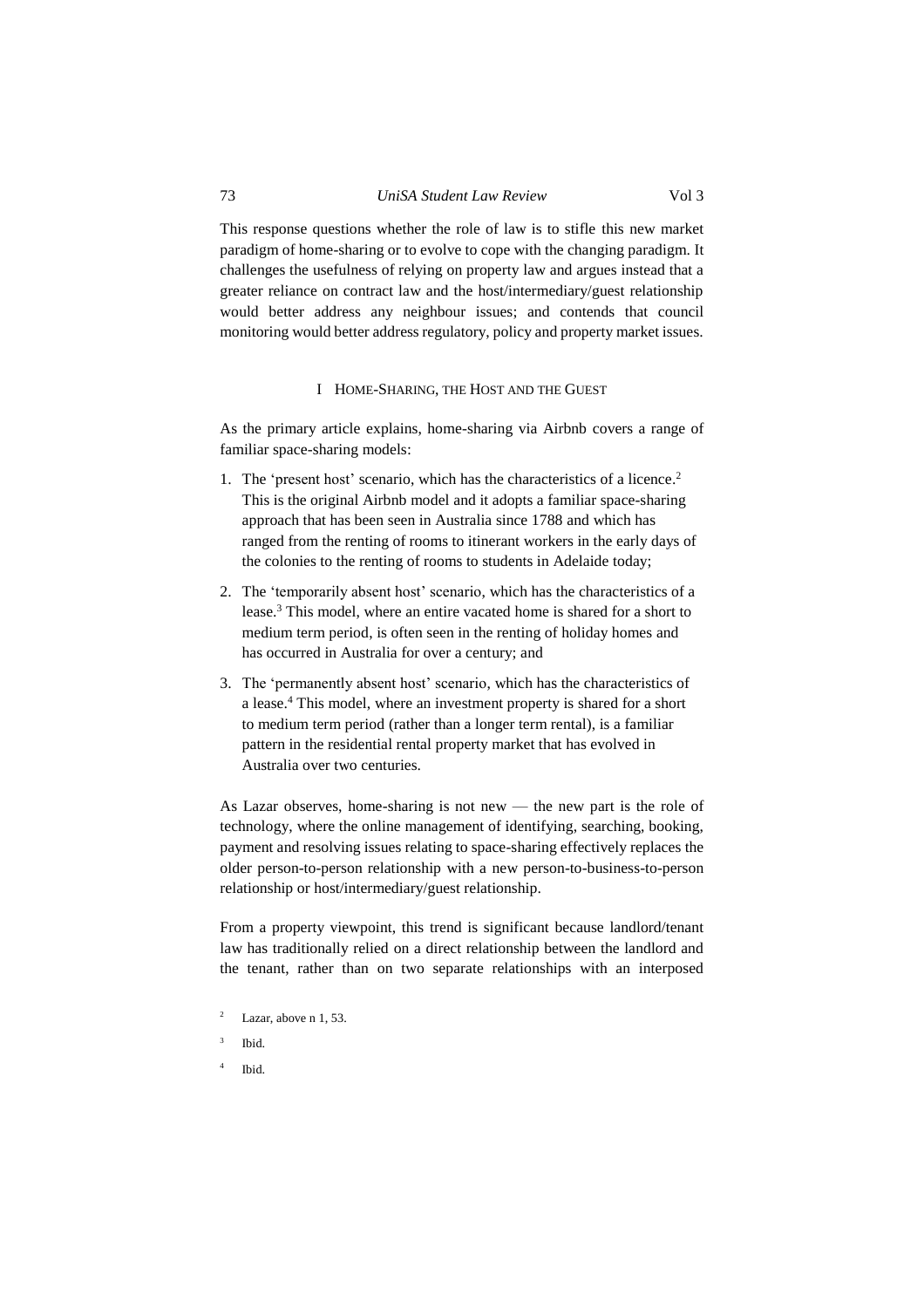This response questions whether the role of law is to stifle this new market paradigm of home-sharing or to evolve to cope with the changing paradigm. It challenges the usefulness of relying on property law and argues instead that a greater reliance on contract law and the host/intermediary/guest relationship would better address any neighbour issues; and contends that council monitoring would better address regulatory, policy and property market issues.

## I Home-Sharing, the Host and the Guest

As the primary article explains, home-sharing via Airbnb covers a range of familiar space-sharing models:

1. The 'present host' scenario, which has the characteristics of a licence.[2] This is the original Airbnb model and it adopts a familiar space-sharing approach that has been seen in Australia since 1788 and which has ranged from the renting of rooms to itinerant workers in the early days of the colonies to the renting of rooms to students in Adelaide today;
2. The 'temporarily absent host' scenario, which has the characteristics of a lease.[3] This model, where an entire vacated home is shared for a short to medium term period, is often seen in the renting of holiday homes and has occurred in Australia for over a century; and
3. The 'permanently absent host' scenario, which has the characteristics of a lease.[4] This model, where an investment property is shared for a short to medium term period (rather than a longer term rental), is a familiar pattern in the residential rental property market that has evolved in Australia over two centuries.

As Lazar observes, home-sharing is not new — the new part is the role of technology, where the online management of identifying, searching, booking, payment and resolving issues relating to space-sharing effectively replaces the older person-to-person relationship with a new person-to-business-to-person relationship or host/intermediary/guest relationship.

From a property viewpoint, this trend is significant because landlord/tenant law has traditionally relied on a direct relationship between the landlord and the tenant, rather than on two separate relationships with an interposed

[2] Lazar, above n 1, 53.

[3] Ibid.

[4] Ibid.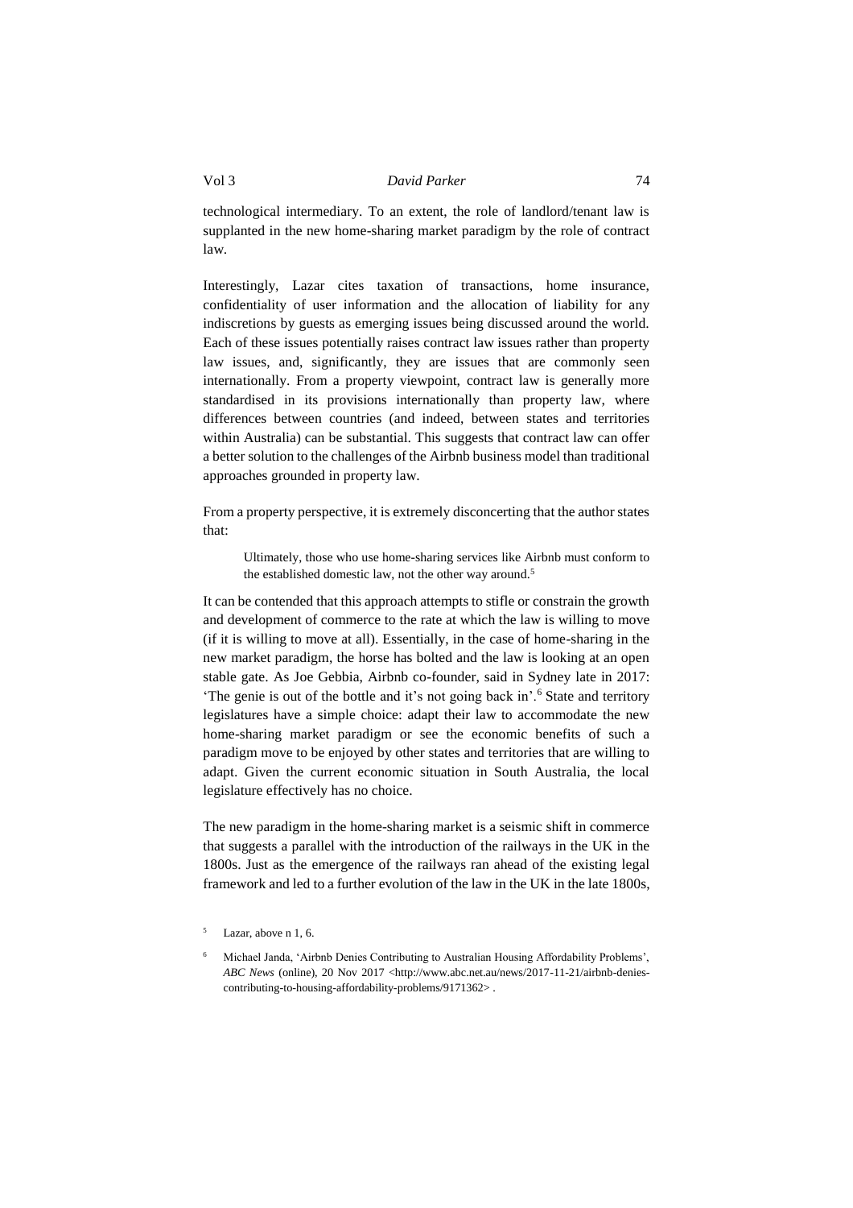technological intermediary. To an extent, the role of landlord/tenant law is supplanted in the new home-sharing market paradigm by the role of contract law.

Interestingly, Lazar cites taxation of transactions, home insurance, confidentiality of user information and the allocation of liability for any indiscretions by guests as emerging issues being discussed around the world. Each of these issues potentially raises contract law issues rather than property law issues, and, significantly, they are issues that are commonly seen internationally. From a property viewpoint, contract law is generally more standardised in its provisions internationally than property law, where differences between countries (and indeed, between states and territories within Australia) can be substantial. This suggests that contract law can offer a better solution to the challenges of the Airbnb business model than traditional approaches grounded in property law.

From a property perspective, it is extremely disconcerting that the author states that:

> Ultimately, those who use home-sharing services like Airbnb must conform to the established domestic law, not the other way around.[5]

It can be contended that this approach attempts to stifle or constrain the growth and development of commerce to the rate at which the law is willing to move (if it is willing to move at all). Essentially, in the case of home-sharing in the new market paradigm, the horse has bolted and the law is looking at an open stable gate. As Joe Gebbia, Airbnb co-founder, said in Sydney late in 2017: 'The genie is out of the bottle and it's not going back in'.[6] State and territory legislatures have a simple choice: adapt their law to accommodate the new home-sharing market paradigm or see the economic benefits of such a paradigm move to be enjoyed by other states and territories that are willing to adapt. Given the current economic situation in South Australia, the local legislature effectively has no choice.

The new paradigm in the home-sharing market is a seismic shift in commerce that suggests a parallel with the introduction of the railways in the UK in the 1800s. Just as the emergence of the railways ran ahead of the existing legal framework and led to a further evolution of the law in the UK in the late 1800s,

---

[5] Lazar, above n 1, 6.

[6] Michael Janda, 'Airbnb Denies Contributing to Australian Housing Affordability Problems', *ABC News* (online), 20 Nov 2017 <http://www.abc.net.au/news/2017-11-21/airbnb-denies-contributing-to-housing-affordability-problems/9171362> .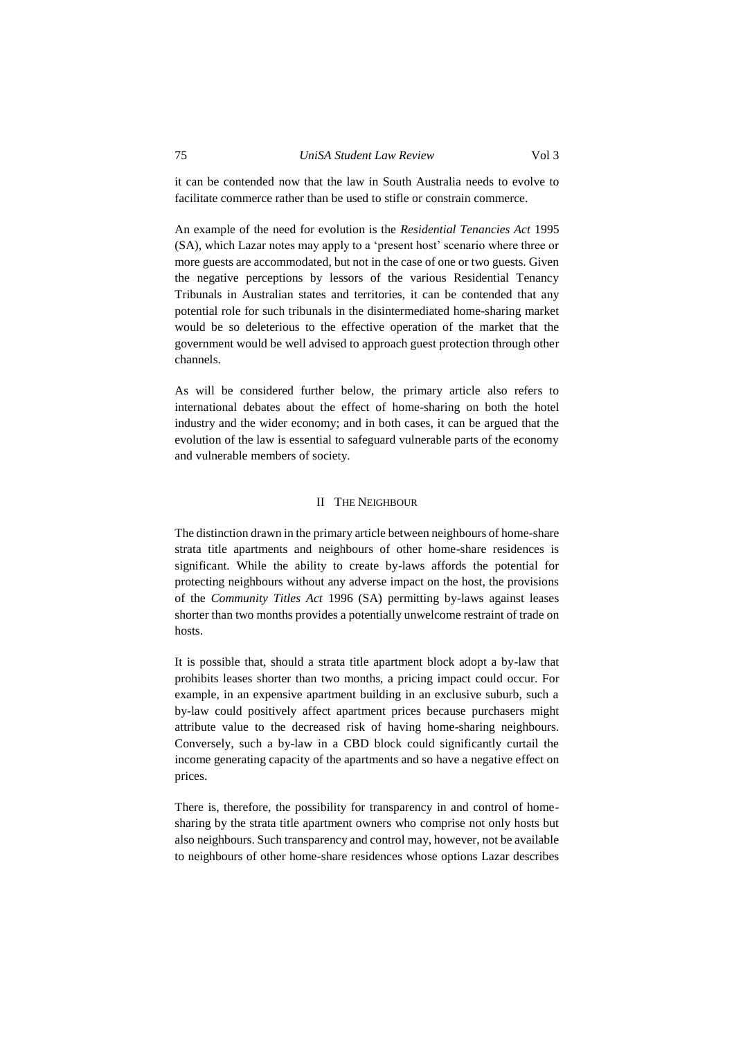it can be contended now that the law in South Australia needs to evolve to facilitate commerce rather than be used to stifle or constrain commerce.

An example of the need for evolution is the *Residential Tenancies Act* 1995 (SA), which Lazar notes may apply to a 'present host' scenario where three or more guests are accommodated, but not in the case of one or two guests. Given the negative perceptions by lessors of the various Residential Tenancy Tribunals in Australian states and territories, it can be contended that any potential role for such tribunals in the disintermediated home-sharing market would be so deleterious to the effective operation of the market that the government would be well advised to approach guest protection through other channels.

As will be considered further below, the primary article also refers to international debates about the effect of home-sharing on both the hotel industry and the wider economy; and in both cases, it can be argued that the evolution of the law is essential to safeguard vulnerable parts of the economy and vulnerable members of society.

## II The Neighbour

The distinction drawn in the primary article between neighbours of home-share strata title apartments and neighbours of other home-share residences is significant. While the ability to create by-laws affords the potential for protecting neighbours without any adverse impact on the host, the provisions of the *Community Titles Act* 1996 (SA) permitting by-laws against leases shorter than two months provides a potentially unwelcome restraint of trade on hosts.

It is possible that, should a strata title apartment block adopt a by-law that prohibits leases shorter than two months, a pricing impact could occur. For example, in an expensive apartment building in an exclusive suburb, such a by-law could positively affect apartment prices because purchasers might attribute value to the decreased risk of having home-sharing neighbours. Conversely, such a by-law in a CBD block could significantly curtail the income generating capacity of the apartments and so have a negative effect on prices.

There is, therefore, the possibility for transparency in and control of home-sharing by the strata title apartment owners who comprise not only hosts but also neighbours. Such transparency and control may, however, not be available to neighbours of other home-share residences whose options Lazar describes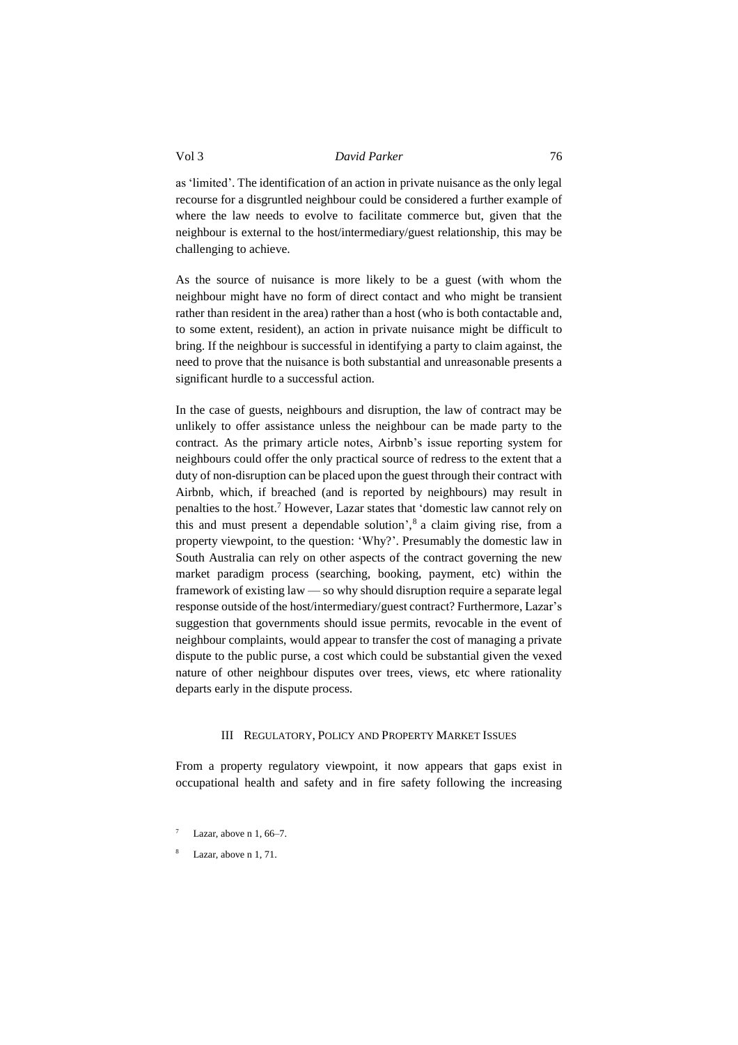as 'limited'. The identification of an action in private nuisance as the only legal recourse for a disgruntled neighbour could be considered a further example of where the law needs to evolve to facilitate commerce but, given that the neighbour is external to the host/intermediary/guest relationship, this may be challenging to achieve.

As the source of nuisance is more likely to be a guest (with whom the neighbour might have no form of direct contact and who might be transient rather than resident in the area) rather than a host (who is both contactable and, to some extent, resident), an action in private nuisance might be difficult to bring. If the neighbour is successful in identifying a party to claim against, the need to prove that the nuisance is both substantial and unreasonable presents a significant hurdle to a successful action.

In the case of guests, neighbours and disruption, the law of contract may be unlikely to offer assistance unless the neighbour can be made party to the contract. As the primary article notes, Airbnb's issue reporting system for neighbours could offer the only practical source of redress to the extent that a duty of non-disruption can be placed upon the guest through their contract with Airbnb, which, if breached (and is reported by neighbours) may result in penalties to the host.[7] However, Lazar states that 'domestic law cannot rely on this and must present a dependable solution',[8] a claim giving rise, from a property viewpoint, to the question: 'Why?'. Presumably the domestic law in South Australia can rely on other aspects of the contract governing the new market paradigm process (searching, booking, payment, etc) within the framework of existing law — so why should disruption require a separate legal response outside of the host/intermediary/guest contract? Furthermore, Lazar's suggestion that governments should issue permits, revocable in the event of neighbour complaints, would appear to transfer the cost of managing a private dispute to the public purse, a cost which could be substantial given the vexed nature of other neighbour disputes over trees, views, etc where rationality departs early in the dispute process.

## III Regulatory, Policy and Property Market Issues

From a property regulatory viewpoint, it now appears that gaps exist in occupational health and safety and in fire safety following the increasing

[7] Lazar, above n 1, 66–7.

[8] Lazar, above n 1, 71.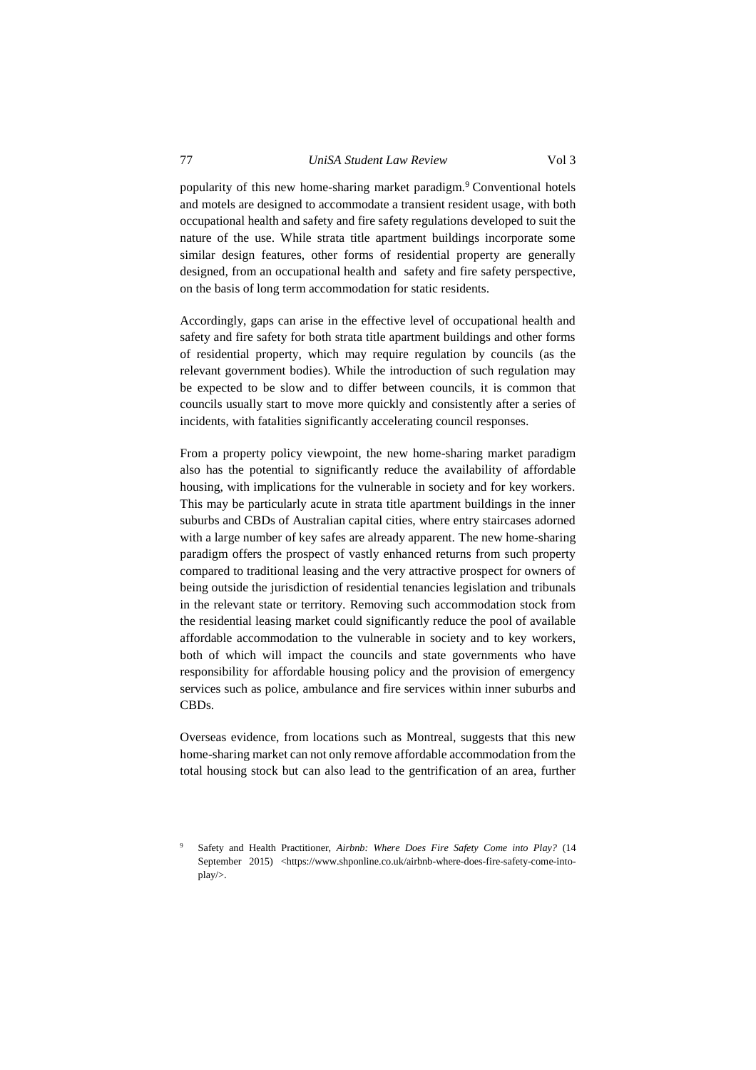popularity of this new home-sharing market paradigm.[9] Conventional hotels and motels are designed to accommodate a transient resident usage, with both occupational health and safety and fire safety regulations developed to suit the nature of the use. While strata title apartment buildings incorporate some similar design features, other forms of residential property are generally designed, from an occupational health and safety and fire safety perspective, on the basis of long term accommodation for static residents.

Accordingly, gaps can arise in the effective level of occupational health and safety and fire safety for both strata title apartment buildings and other forms of residential property, which may require regulation by councils (as the relevant government bodies). While the introduction of such regulation may be expected to be slow and to differ between councils, it is common that councils usually start to move more quickly and consistently after a series of incidents, with fatalities significantly accelerating council responses.

From a property policy viewpoint, the new home-sharing market paradigm also has the potential to significantly reduce the availability of affordable housing, with implications for the vulnerable in society and for key workers. This may be particularly acute in strata title apartment buildings in the inner suburbs and CBDs of Australian capital cities, where entry staircases adorned with a large number of key safes are already apparent. The new home-sharing paradigm offers the prospect of vastly enhanced returns from such property compared to traditional leasing and the very attractive prospect for owners of being outside the jurisdiction of residential tenancies legislation and tribunals in the relevant state or territory. Removing such accommodation stock from the residential leasing market could significantly reduce the pool of available affordable accommodation to the vulnerable in society and to key workers, both of which will impact the councils and state governments who have responsibility for affordable housing policy and the provision of emergency services such as police, ambulance and fire services within inner suburbs and CBDs.

Overseas evidence, from locations such as Montreal, suggests that this new home-sharing market can not only remove affordable accommodation from the total housing stock but can also lead to the gentrification of an area, further

[9] Safety and Health Practitioner, *Airbnb: Where Does Fire Safety Come into Play?* (14 September 2015) <https://www.shponline.co.uk/airbnb-where-does-fire-safety-come-into-play/>.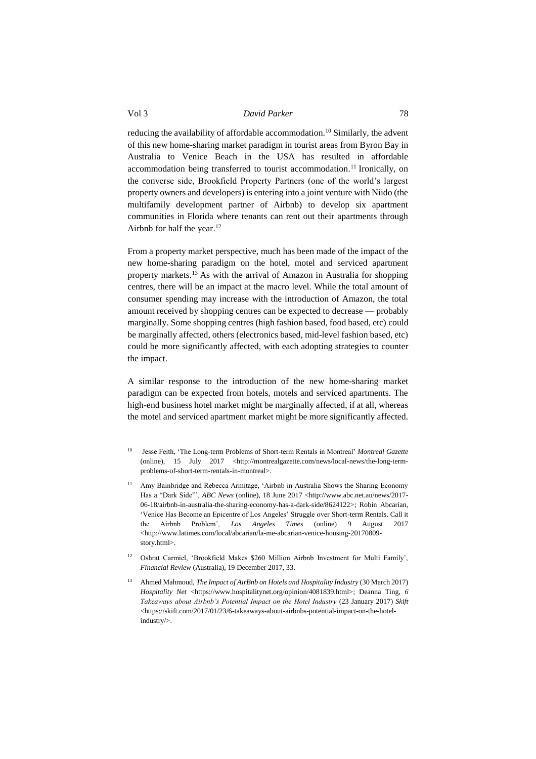reducing the availability of affordable accommodation.[10] Similarly, the advent of this new home-sharing market paradigm in tourist areas from Byron Bay in Australia to Venice Beach in the USA has resulted in affordable accommodation being transferred to tourist accommodation.[11] Ironically, on the converse side, Brookfield Property Partners (one of the world's largest property owners and developers) is entering into a joint venture with Niido (the multifamily development partner of Airbnb) to develop six apartment communities in Florida where tenants can rent out their apartments through Airbnb for half the year.[12]

From a property market perspective, much has been made of the impact of the new home-sharing paradigm on the hotel, motel and serviced apartment property markets.[13] As with the arrival of Amazon in Australia for shopping centres, there will be an impact at the macro level. While the total amount of consumer spending may increase with the introduction of Amazon, the total amount received by shopping centres can be expected to decrease — probably marginally. Some shopping centres (high fashion based, food based, etc) could be marginally affected, others (electronics based, mid-level fashion based, etc) could be more significantly affected, with each adopting strategies to counter the impact.

A similar response to the introduction of the new home-sharing market paradigm can be expected from hotels, motels and serviced apartments. The high-end business hotel market might be marginally affected, if at all, whereas the motel and serviced apartment market might be more significantly affected.

[10] Jesse Feith, 'The Long-term Problems of Short-term Rentals in Montreal' *Montreal Gazette* (online), 15 July 2017 <http://montrealgazette.com/news/local-news/the-long-term-problems-of-short-term-rentals-in-montreal>.

[11] Amy Bainbridge and Rebecca Armitage, 'Airbnb in Australia Shows the Sharing Economy Has a "Dark Side"', *ABC News* (online), 18 June 2017 <http://www.abc.net.au/news/2017-06-18/airbnb-in-australia-the-sharing-economy-has-a-dark-side/8624122>; Robin Abcarian, 'Venice Has Become an Epicentre of Los Angeles' Struggle over Short-term Rentals. Call it the Airbnb Problem', *Los Angeles Times* (online) 9 August 2017 <http://www.latimes.com/local/abcarian/la-me-abcarian-venice-housing-20170809-story.html>.

[12] Oshrat Carmiel, 'Brookfield Makes $260 Million Airbnb Investment for Multi Family', *Financial Review* (Australia), 19 December 2017, 33.

[13] Ahmed Mahmoud, *The Impact of AirBnb on Hotels and Hospitality Industry* (30 March 2017) *Hospitality Net* <https://www.hospitalitynet.org/opinion/4081839.html>; Deanna Ting, *6 Takeaways about Airbnb's Potential Impact on the Hotel Industry* (23 January 2017) *Skift* <https://skift.com/2017/01/23/6-takeaways-about-airbnbs-potential-impact-on-the-hotel-industry/>.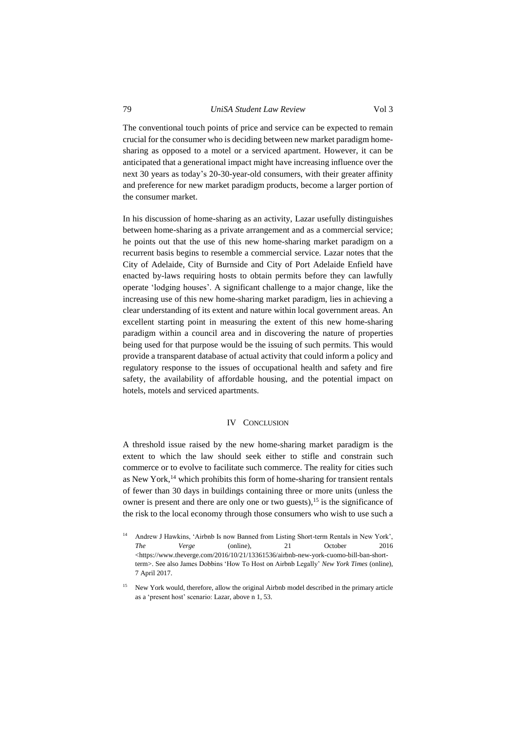The conventional touch points of price and service can be expected to remain crucial for the consumer who is deciding between new market paradigm home-sharing as opposed to a motel or a serviced apartment. However, it can be anticipated that a generational impact might have increasing influence over the next 30 years as today's 20-30-year-old consumers, with their greater affinity and preference for new market paradigm products, become a larger portion of the consumer market.

In his discussion of home-sharing as an activity, Lazar usefully distinguishes between home-sharing as a private arrangement and as a commercial service; he points out that the use of this new home-sharing market paradigm on a recurrent basis begins to resemble a commercial service. Lazar notes that the City of Adelaide, City of Burnside and City of Port Adelaide Enfield have enacted by-laws requiring hosts to obtain permits before they can lawfully operate 'lodging houses'. A significant challenge to a major change, like the increasing use of this new home-sharing market paradigm, lies in achieving a clear understanding of its extent and nature within local government areas. An excellent starting point in measuring the extent of this new home-sharing paradigm within a council area and in discovering the nature of properties being used for that purpose would be the issuing of such permits. This would provide a transparent database of actual activity that could inform a policy and regulatory response to the issues of occupational health and safety and fire safety, the availability of affordable housing, and the potential impact on hotels, motels and serviced apartments.

## IV Conclusion

A threshold issue raised by the new home-sharing market paradigm is the extent to which the law should seek either to stifle and constrain such commerce or to evolve to facilitate such commerce. The reality for cities such as New York,[14] which prohibits this form of home-sharing for transient rentals of fewer than 30 days in buildings containing three or more units (unless the owner is present and there are only one or two guests),[15] is the significance of the risk to the local economy through those consumers who wish to use such a

[14] Andrew J Hawkins, 'Airbnb Is now Banned from Listing Short-term Rentals in New York', *The Verge* (online), 21 October 2016 <https://www.theverge.com/2016/10/21/13361536/airbnb-new-york-cuomo-bill-ban-short-term>. See also James Dobbins 'How To Host on Airbnb Legally' *New York Times* (online), 7 April 2017.

[15] New York would, therefore, allow the original Airbnb model described in the primary article as a 'present host' scenario: Lazar, above n 1, 53.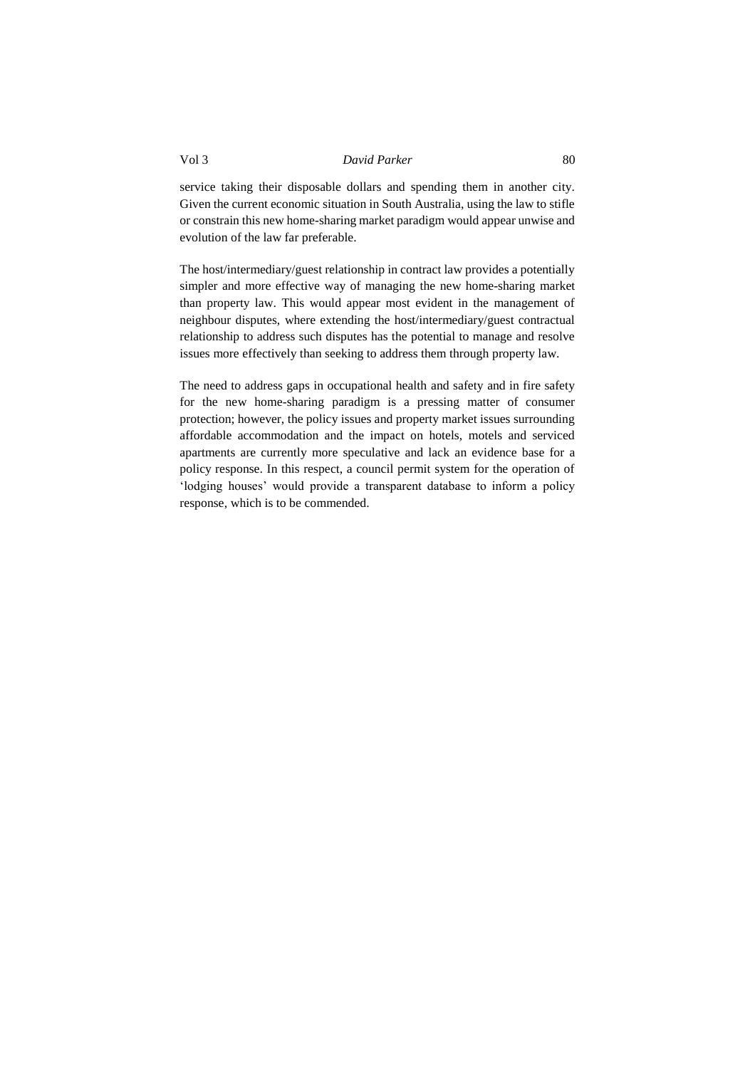service taking their disposable dollars and spending them in another city. Given the current economic situation in South Australia, using the law to stifle or constrain this new home-sharing market paradigm would appear unwise and evolution of the law far preferable.

The host/intermediary/guest relationship in contract law provides a potentially simpler and more effective way of managing the new home-sharing market than property law. This would appear most evident in the management of neighbour disputes, where extending the host/intermediary/guest contractual relationship to address such disputes has the potential to manage and resolve issues more effectively than seeking to address them through property law.

The need to address gaps in occupational health and safety and in fire safety for the new home-sharing paradigm is a pressing matter of consumer protection; however, the policy issues and property market issues surrounding affordable accommodation and the impact on hotels, motels and serviced apartments are currently more speculative and lack an evidence base for a policy response. In this respect, a council permit system for the operation of 'lodging houses' would provide a transparent database to inform a policy response, which is to be commended.